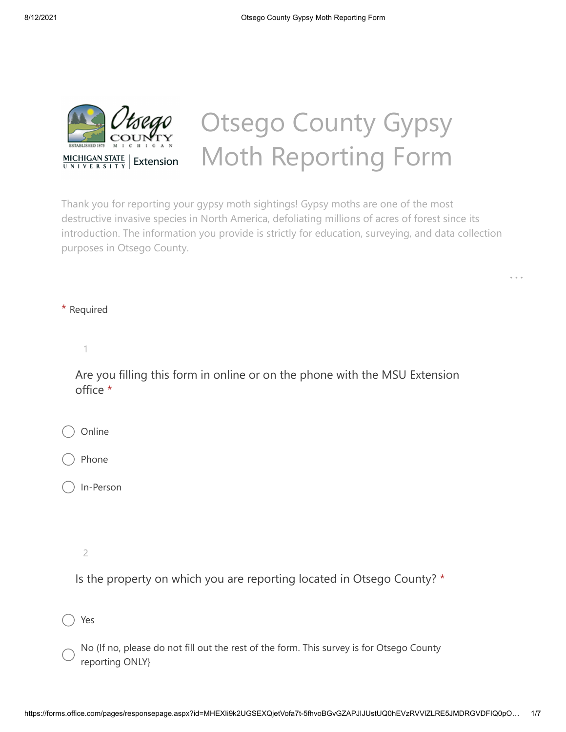# Otsego County Gypsy Moth Reporting Form

Thank you for reporting your gypsy moth sightings! Gypsy moths are one of the most destructive invasive species in North America, defoliating millions of acres of forest since its introduction. The information you provide is strictly for education, surveying, and data collection purposes in Otsego County.

\* Required

1

Are you filling this form in online or on the phone with the MSU Extension office *

- ○ Online
- ○ Phone
- ○ In-Person

2

Is the property on which you are reporting located in Otsego County? *

- ○ Yes
- ○ No (If no, please do not fill out the rest of the form. This survey is for Otsego County reporting ONLY}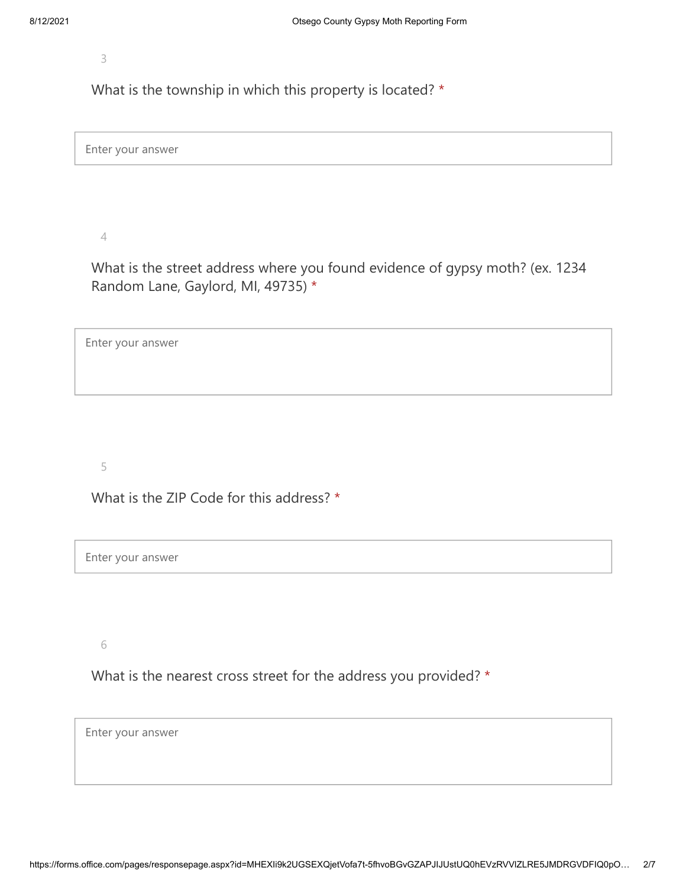3

What is the township in which this property is located? *

Enter your answer

4

What is the street address where you found evidence of gypsy moth? (ex. 1234 Random Lane, Gaylord, MI, 49735) *

Enter your answer

5

What is the ZIP Code for this address? *

Enter your answer

6

What is the nearest cross street for the address you provided? *

Enter your answer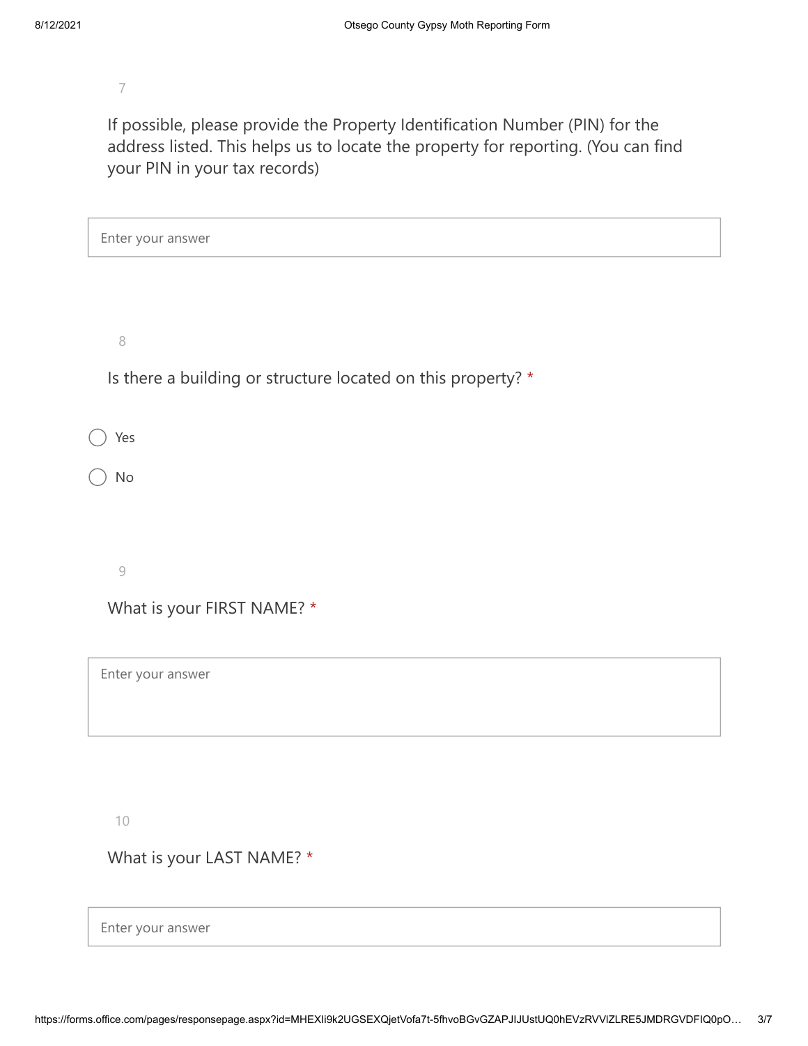7

If possible, please provide the Property Identification Number (PIN) for the address listed. This helps us to locate the property for reporting. (You can find your PIN in your tax records)

Enter your answer

8

Is there a building or structure located on this property? *

- ◯ Yes
- ◯ No

9

What is your FIRST NAME? *

Enter your answer

10

What is your LAST NAME? *

Enter your answer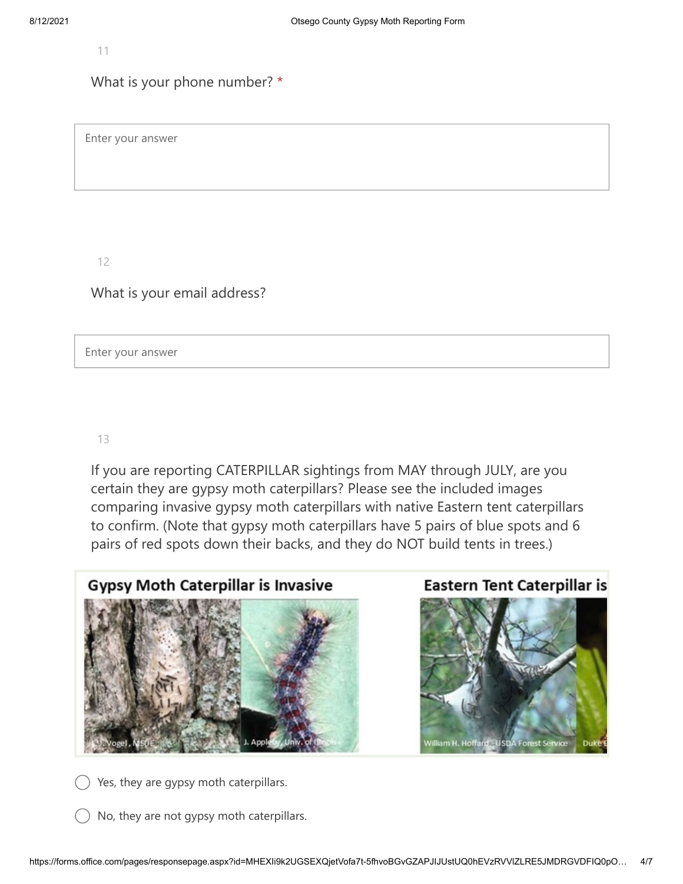11

What is your phone number? *

Enter your answer

12

What is your email address?

Enter your answer

13

If you are reporting CATERPILLAR sightings from MAY through JULY, are you certain they are gypsy moth caterpillars? Please see the included images comparing invasive gypsy moth caterpillars with native Eastern tent caterpillars to confirm. (Note that gypsy moth caterpillars have 5 pairs of blue spots and 6 pairs of red spots down their backs, and they do NOT build tents in trees.)

Gypsy Moth Caterpillar is Invasive

Eastern Tent Caterpillar is

- ◯ Yes, they are gypsy moth caterpillars.
- ◯ No, they are not gypsy moth caterpillars.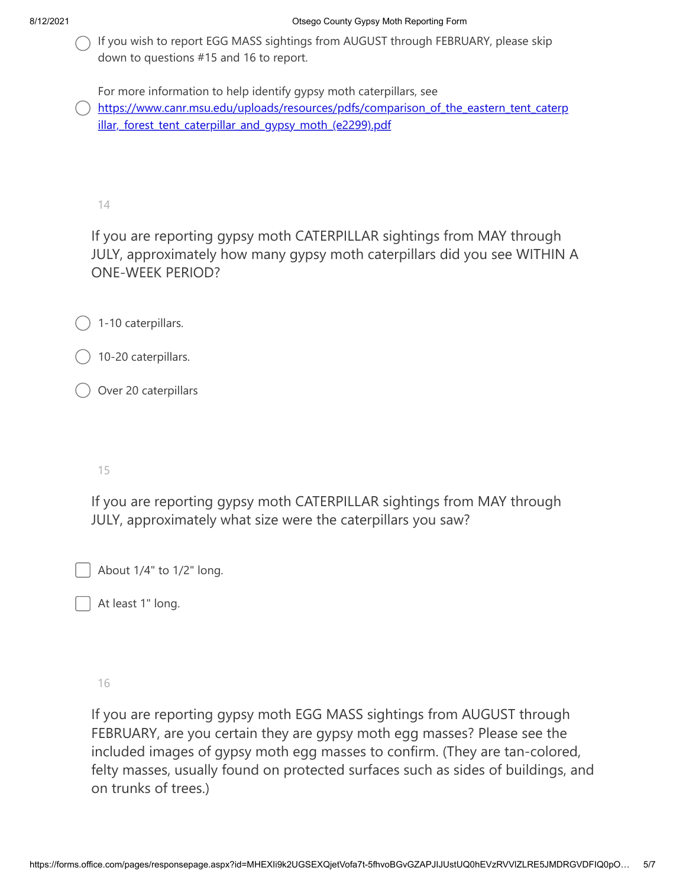- ◯ If you wish to report EGG MASS sightings from AUGUST through FEBRUARY, please skip down to questions #15 and 16 to report.
- ◯ For more information to help identify gypsy moth caterpillars, see https://www.canr.msu.edu/uploads/resources/pdfs/comparison_of_the_eastern_tent_caterpillar,_forest_tent_caterpillar_and_gypsy_moth_(e2299).pdf

14

If you are reporting gypsy moth CATERPILLAR sightings from MAY through JULY, approximately how many gypsy moth caterpillars did you see WITHIN A ONE-WEEK PERIOD?

- ◯ 1-10 caterpillars.
- ◯ 10-20 caterpillars.
- ◯ Over 20 caterpillars

15

If you are reporting gypsy moth CATERPILLAR sightings from MAY through JULY, approximately what size were the caterpillars you saw?

- [ ] About 1/4" to 1/2" long.
- [ ] At least 1" long.

16

If you are reporting gypsy moth EGG MASS sightings from AUGUST through FEBRUARY, are you certain they are gypsy moth egg masses? Please see the included images of gypsy moth egg masses to confirm. (They are tan-colored, felty masses, usually found on protected surfaces such as sides of buildings, and on trunks of trees.)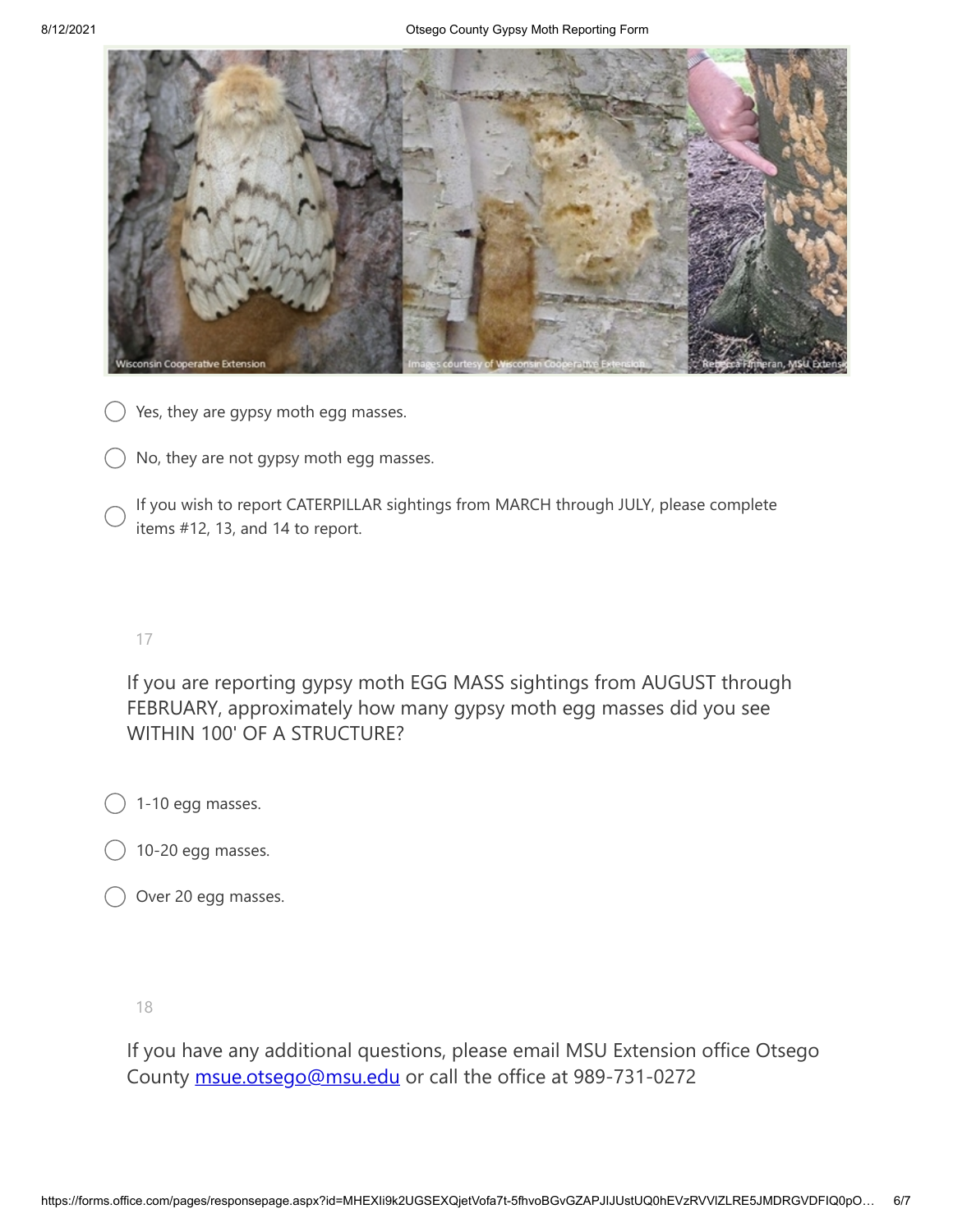- ◯ Yes, they are gypsy moth egg masses.
- ◯ No, they are not gypsy moth egg masses.
- ◯ If you wish to report CATERPILLAR sightings from MARCH through JULY, please complete items #12, 13, and 14 to report.

17

If you are reporting gypsy moth EGG MASS sightings from AUGUST through FEBRUARY, approximately how many gypsy moth egg masses did you see WITHIN 100' OF A STRUCTURE?

- ◯ 1-10 egg masses.
- ◯ 10-20 egg masses.
- ◯ Over 20 egg masses.

18

If you have any additional questions, please email MSU Extension office Otsego County msue.otsego@msu.edu or call the office at 989-731-0272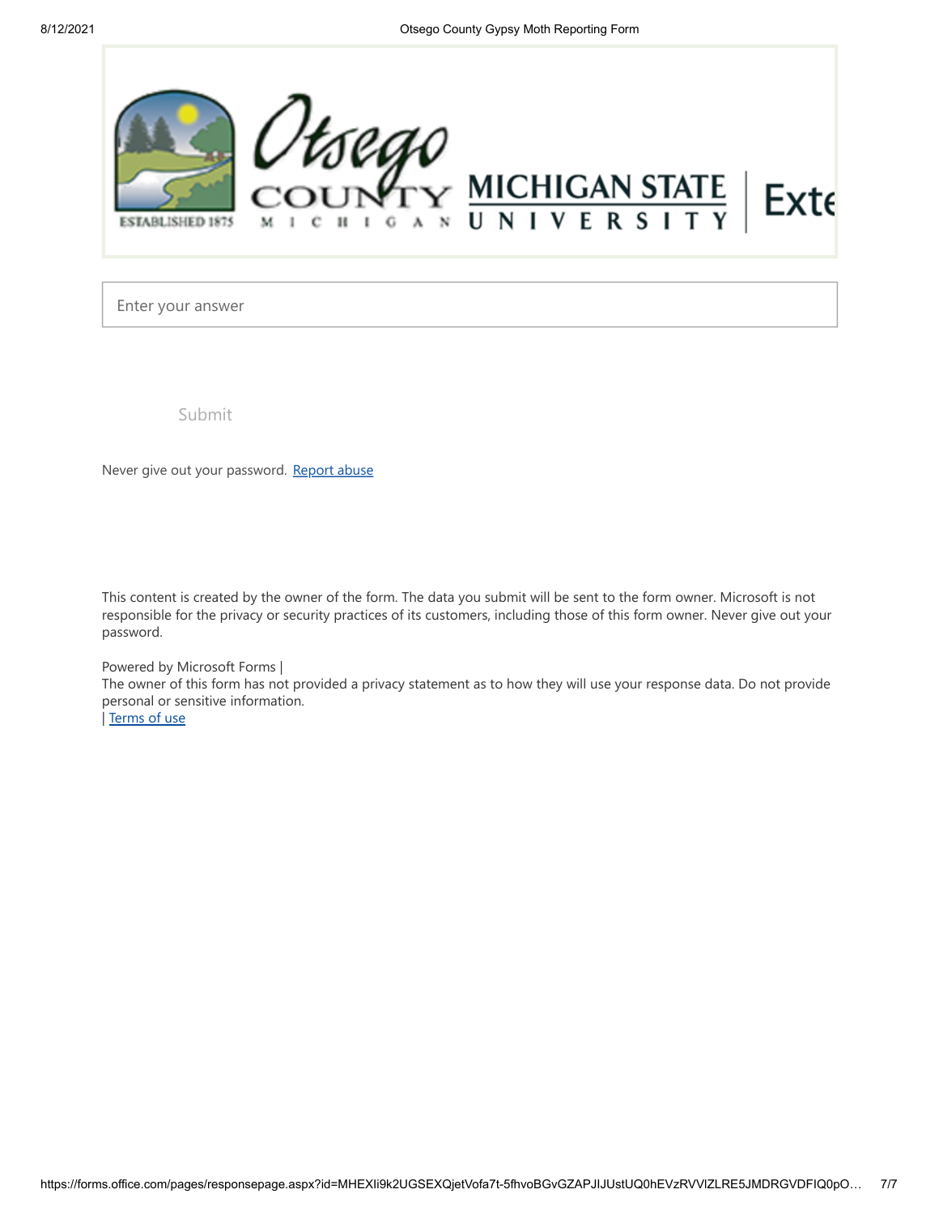Enter your answer

Submit

Never give out your password. Report abuse

This content is created by the owner of the form. The data you submit will be sent to the form owner. Microsoft is not responsible for the privacy or security practices of its customers, including those of this form owner. Never give out your password.

Powered by Microsoft Forms |
The owner of this form has not provided a privacy statement as to how they will use your response data. Do not provide personal or sensitive information.
| Terms of use